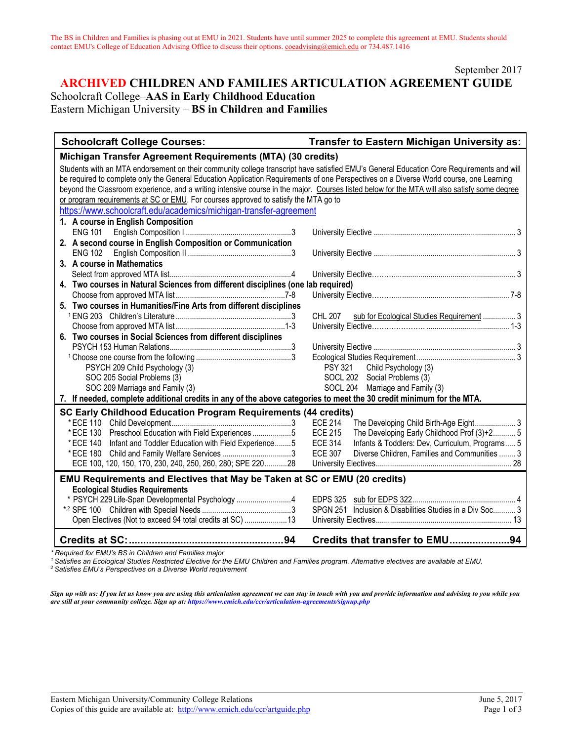The BS in Children and Families is phasing out at EMU in 2021. Students have until summer 2025 to complete this agreement at EMU. Students should contact EMU's College of Education Advising Office to discuss their options. coeadvising@emich.edu or 734.487.1416

September 2017

# ARCHIVED CHILDREN AND FAMILIES ARTICULATION AGREEMENT GUIDE

Schoolcraft College–**AAS in Early Childhood Education**
Eastern Michigan University – **BS in Children and Families**

| Schoolcraft College Courses: | Transfer to Eastern Michigan University as: |
|---|---|
| **Michigan Transfer Agreement Requirements (MTA) (30 credits)** | |
| Students with an MTA endorsement on their community college transcript have satisfied EMU's General Education Core Requirements and will be required to complete only the General Education Application Requirements of one Perspectives on a Diverse World course, one Learning beyond the Classroom experience, and a writing intensive course in the major. Courses listed below for the MTA will also satisfy some degree or program requirements at SC or EMU. For courses approved to satisfy the MTA go to https://www.schoolcraft.edu/academics/michigan-transfer-agreement | |
| **1. A course in English Composition** | |
| ENG 101 English Composition I ....3 | University Elective ....3 |
| **2. A second course in English Composition or Communication** | |
| ENG 102 English Composition II ....3 | University Elective ....3 |
| **3. A course in Mathematics** | |
| Select from approved MTA list....4 | University Elective....3 |
| **4. Two courses in Natural Sciences from different disciplines (one lab required)** | |
| Choose from approved MTA list....7-8 | University Elective....7-8 |
| **5. Two courses in Humanities/Fine Arts from different disciplines** | |
| [1] ENG 203 Children's Literature ....3 | CHL 207 sub for Ecological Studies Requirement ....3 |
| Choose from approved MTA list....1-3 | University Elective....1-3 |
| **6. Two courses in Social Sciences from different disciplines** | |
| PSYCH 153 Human Relations....3 | University Elective ....3 |
| [1] Choose one course from the following ....3 | Ecological Studies Requirement....3 |
| PSYCH 209 Child Psychology (3) | PSY 321 Child Psychology (3) |
| SOC 205 Social Problems (3) | SOCL 202 Social Problems (3) |
| SOC 209 Marriage and Family (3) | SOCL 204 Marriage and Family (3) |
| **7. If needed, complete additional credits in any of the above categories to meet the 30 credit minimum for the MTA.** | |
| **SC Early Childhood Education Program Requirements (44 credits)** | |
| *ECE 110 Child Development....3 | ECE 214 The Developing Child Birth-Age Eight....3 |
| *ECE 130 Preschool Education with Field Experiences....5 | ECE 215 The Developing Early Childhood Prof (3)+2....5 |
| *ECE 140 Infant and Toddler Education with Field Experience....5 | ECE 314 Infants & Toddlers: Dev, Curriculum, Programs....5 |
| *ECE 180 Child and Family Welfare Services....3 | ECE 307 Diverse Children, Families and Communities ....3 |
| ECE 100, 120, 150, 170, 230, 240, 250, 260, 280; SPE 220....28 | University Electives....28 |
| **EMU Requirements and Electives that May be Taken at SC or EMU (20 credits)** | |
| **Ecological Studies Requirements** | |
| * PSYCH 229 Life-Span Developmental Psychology ....4 | EDPS 325 sub for EDPS 322....4 |
| *[2] SPE 100 Children with Special Needs ....3 | SPGN 251 Inclusion & Disabilities Studies in a Div Soc....3 |
| Open Electives (Not to exceed 94 total credits at SC) ....13 | University Electives....13 |
| **Credits at SC:....94** | **Credits that transfer to EMU....94** |

*\* Required for EMU's BS in Children and Families major*
*[1] Satisfies an Ecological Studies Restricted Elective for the EMU Children and Families program. Alternative electives are available at EMU.*
*[2] Satisfies EMU's Perspectives on a Diverse World requirement*

***Sign up with us:** If you let us know you are using this articulation agreement we can stay in touch with you and provide information and advising to you while you are still at your community college. Sign up at: https://www.emich.edu/ccr/articulation-agreements/signup.php*

Eastern Michigan University/Community College Relations — June 5, 2017
Copies of this guide are available at: http://www.emich.edu/ccr/artguide.php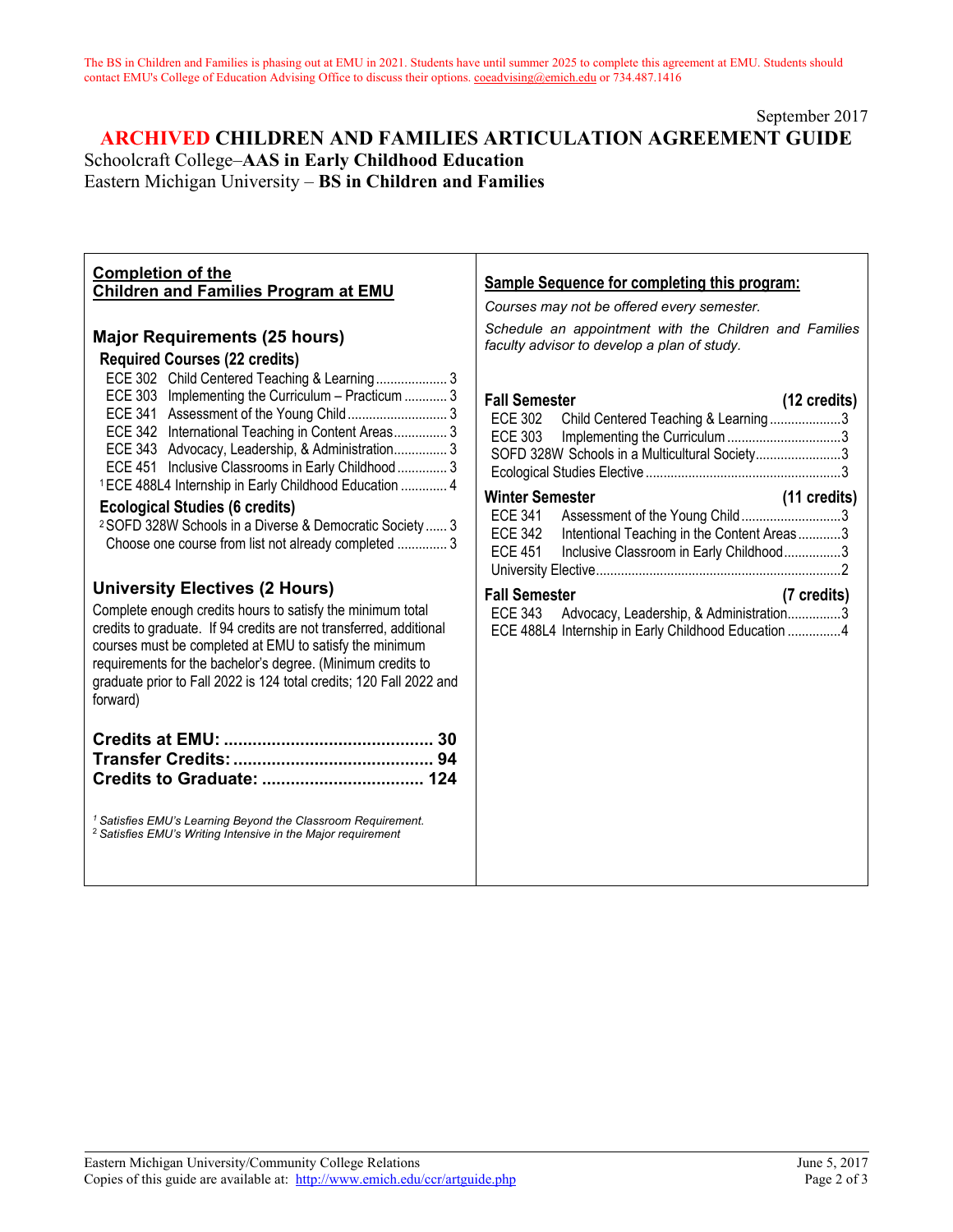The BS in Children and Families is phasing out at EMU in 2021. Students have until summer 2025 to complete this agreement at EMU. Students should contact EMU's College of Education Advising Office to discuss their options. coeadvising@emich.edu or 734.487.1416

September 2017

# ARCHIVED CHILDREN AND FAMILIES ARTICULATION AGREEMENT GUIDE

Schoolcraft College–**AAS in Early Childhood Education**
Eastern Michigan University – **BS in Children and Families**

## Completion of the Children and Families Program at EMU

### Major Requirements (25 hours)

**Required Courses (22 credits)**

- ECE 302 Child Centered Teaching & Learning .................... 3
- ECE 303 Implementing the Curriculum – Practicum ............ 3
- ECE 341 Assessment of the Young Child ............................ 3
- ECE 342 International Teaching in Content Areas............... 3
- ECE 343 Advocacy, Leadership, & Administration............... 3
- ECE 451 Inclusive Classrooms in Early Childhood .............. 3
- [1]ECE 488L4 Internship in Early Childhood Education ............. 4

**Ecological Studies (6 credits)**

- [2]SOFD 328W Schools in a Diverse & Democratic Society ...... 3
- Choose one course from list not already completed .............. 3

### University Electives (2 Hours)

Complete enough credits hours to satisfy the minimum total credits to graduate. If 94 credits are not transferred, additional courses must be completed at EMU to satisfy the minimum requirements for the bachelor's degree. (Minimum credits to graduate prior to Fall 2022 is 124 total credits; 120 Fall 2022 and forward)

**Credits at EMU: ............................................ 30**
**Transfer Credits: .......................................... 94**
**Credits to Graduate: .................................. 124**

*[1] Satisfies EMU's Learning Beyond the Classroom Requirement.*
*[2] Satisfies EMU's Writing Intensive in the Major requirement*

## Sample Sequence for completing this program:

*Courses may not be offered every semester.*

*Schedule an appointment with the Children and Families faculty advisor to develop a plan of study.*

**Fall Semester (12 credits)**

- ECE 302 Child Centered Teaching & Learning ....................3
- ECE 303 Implementing the Curriculum ................................3
- SOFD 328W Schools in a Multicultural Society........................3
- Ecological Studies Elective ......................................................3

**Winter Semester (11 credits)**

- ECE 341 Assessment of the Young Child ............................3
- ECE 342 Intentional Teaching in the Content Areas ............3
- ECE 451 Inclusive Classroom in Early Childhood................3
- University Elective....................................................................2

**Fall Semester (7 credits)**

- ECE 343 Advocacy, Leadership, & Administration...............3
- ECE 488L4 Internship in Early Childhood Education ...............4

Eastern Michigan University/Community College Relations
Copies of this guide are available at: http://www.emich.edu/ccr/artguide.php
June 5, 2017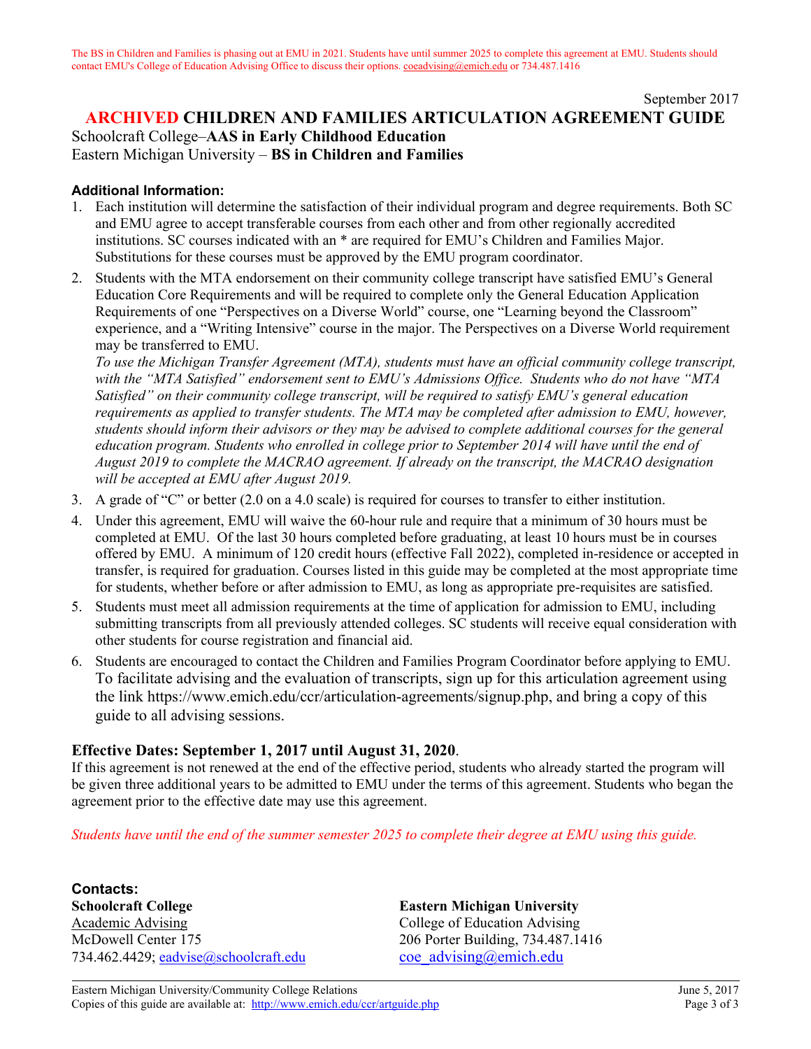The BS in Children and Families is phasing out at EMU in 2021. Students have until summer 2025 to complete this agreement at EMU. Students should contact EMU's College of Education Advising Office to discuss their options. coeadvising@emich.edu or 734.487.1416

September 2017

# ARCHIVED CHILDREN AND FAMILIES ARTICULATION AGREEMENT GUIDE

Schoolcraft College–**AAS in Early Childhood Education**
Eastern Michigan University – **BS in Children and Families**

### Additional Information:

1. Each institution will determine the satisfaction of their individual program and degree requirements. Both SC and EMU agree to accept transferable courses from each other and from other regionally accredited institutions. SC courses indicated with an * are required for EMU's Children and Families Major. Substitutions for these courses must be approved by the EMU program coordinator.
2. Students with the MTA endorsement on their community college transcript have satisfied EMU's General Education Core Requirements and will be required to complete only the General Education Application Requirements of one "Perspectives on a Diverse World" course, one "Learning beyond the Classroom" experience, and a "Writing Intensive" course in the major. The Perspectives on a Diverse World requirement may be transferred to EMU.
   *To use the Michigan Transfer Agreement (MTA), students must have an official community college transcript, with the "MTA Satisfied" endorsement sent to EMU's Admissions Office. Students who do not have "MTA Satisfied" on their community college transcript, will be required to satisfy EMU's general education requirements as applied to transfer students. The MTA may be completed after admission to EMU, however, students should inform their advisors or they may be advised to complete additional courses for the general education program. Students who enrolled in college prior to September 2014 will have until the end of August 2019 to complete the MACRAO agreement. If already on the transcript, the MACRAO designation will be accepted at EMU after August 2019.*
3. A grade of "C" or better (2.0 on a 4.0 scale) is required for courses to transfer to either institution.
4. Under this agreement, EMU will waive the 60-hour rule and require that a minimum of 30 hours must be completed at EMU. Of the last 30 hours completed before graduating, at least 10 hours must be in courses offered by EMU. A minimum of 120 credit hours (effective Fall 2022), completed in-residence or accepted in transfer, is required for graduation. Courses listed in this guide may be completed at the most appropriate time for students, whether before or after admission to EMU, as long as appropriate pre-requisites are satisfied.
5. Students must meet all admission requirements at the time of application for admission to EMU, including submitting transcripts from all previously attended colleges. SC students will receive equal consideration with other students for course registration and financial aid.
6. Students are encouraged to contact the Children and Families Program Coordinator before applying to EMU. To facilitate advising and the evaluation of transcripts, sign up for this articulation agreement using the link https://www.emich.edu/ccr/articulation-agreements/signup.php, and bring a copy of this guide to all advising sessions.

### Effective Dates: September 1, 2017 until August 31, 2020.

If this agreement is not renewed at the end of the effective period, students who already started the program will be given three additional years to be admitted to EMU under the terms of this agreement. Students who began the agreement prior to the effective date may use this agreement.

*Students have until the end of the summer semester 2025 to complete their degree at EMU using this guide.*

### Contacts:

**Schoolcraft College**
Academic Advising
McDowell Center 175
734.462.4429; eadvise@schoolcraft.edu

**Eastern Michigan University**
College of Education Advising
206 Porter Building, 734.487.1416
coe_advising@emich.edu